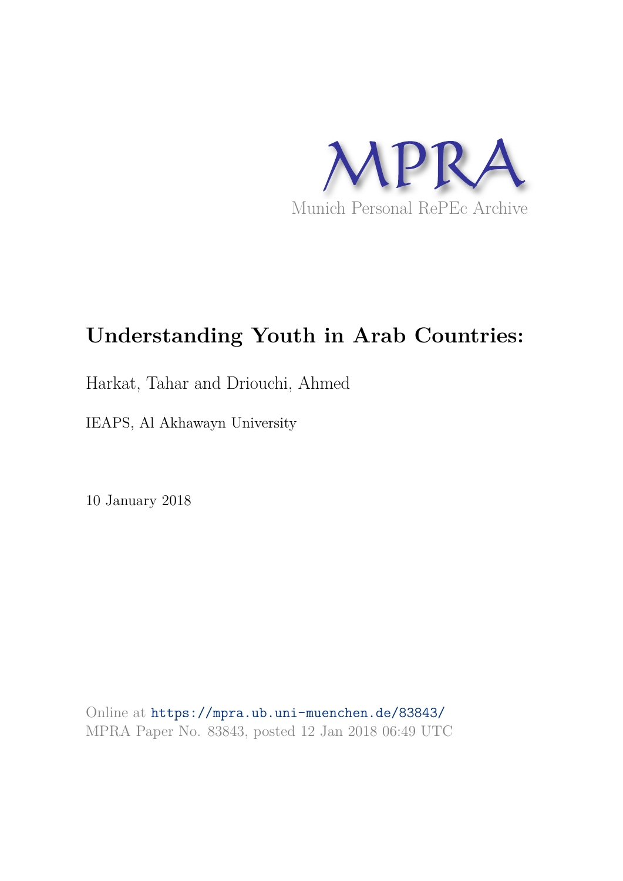MPRA

Munich Personal RePEc Archive

# Understanding Youth in Arab Countries:

Harkat, Tahar and Driouchi, Ahmed

IEAPS, Al Akhawayn University

10 January 2018

Online at https://mpra.ub.uni-muenchen.de/83843/
MPRA Paper No. 83843, posted 12 Jan 2018 06:49 UTC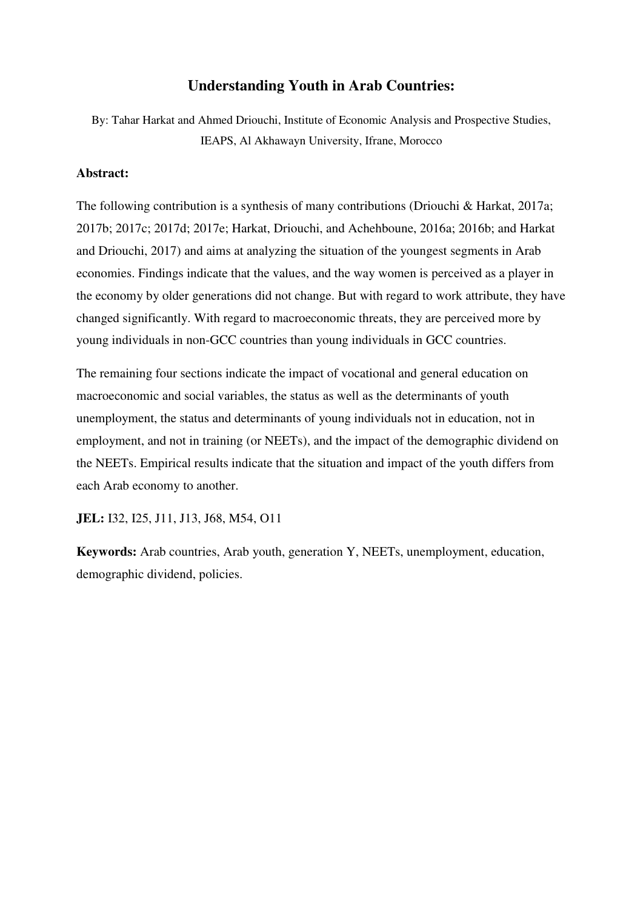# Understanding Youth in Arab Countries:

By: Tahar Harkat and Ahmed Driouchi, Institute of Economic Analysis and Prospective Studies, IEAPS, Al Akhawayn University, Ifrane, Morocco

**Abstract:**

The following contribution is a synthesis of many contributions (Driouchi & Harkat, 2017a; 2017b; 2017c; 2017d; 2017e; Harkat, Driouchi, and Achehboune, 2016a; 2016b; and Harkat and Driouchi, 2017) and aims at analyzing the situation of the youngest segments in Arab economies. Findings indicate that the values, and the way women is perceived as a player in the economy by older generations did not change. But with regard to work attribute, they have changed significantly. With regard to macroeconomic threats, they are perceived more by young individuals in non-GCC countries than young individuals in GCC countries.

The remaining four sections indicate the impact of vocational and general education on macroeconomic and social variables, the status as well as the determinants of youth unemployment, the status and determinants of young individuals not in education, not in employment, and not in training (or NEETs), and the impact of the demographic dividend on the NEETs. Empirical results indicate that the situation and impact of the youth differs from each Arab economy to another.

**JEL:** I32, I25, J11, J13, J68, M54, O11

**Keywords:** Arab countries, Arab youth, generation Y, NEETs, unemployment, education, demographic dividend, policies.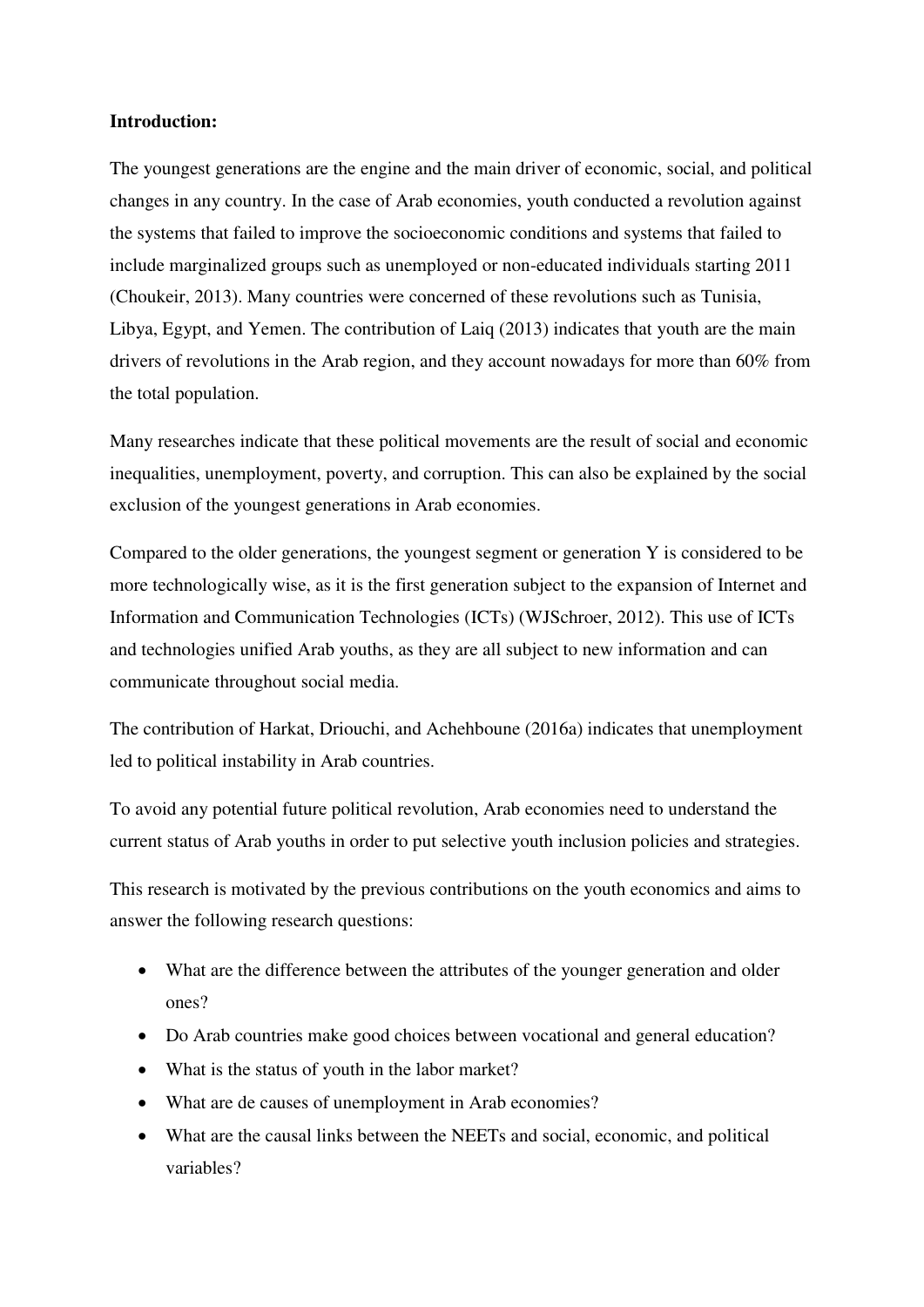**Introduction:**

The youngest generations are the engine and the main driver of economic, social, and political changes in any country. In the case of Arab economies, youth conducted a revolution against the systems that failed to improve the socioeconomic conditions and systems that failed to include marginalized groups such as unemployed or non-educated individuals starting 2011 (Choukeir, 2013). Many countries were concerned of these revolutions such as Tunisia, Libya, Egypt, and Yemen. The contribution of Laiq (2013) indicates that youth are the main drivers of revolutions in the Arab region, and they account nowadays for more than 60% from the total population.

Many researches indicate that these political movements are the result of social and economic inequalities, unemployment, poverty, and corruption. This can also be explained by the social exclusion of the youngest generations in Arab economies.

Compared to the older generations, the youngest segment or generation Y is considered to be more technologically wise, as it is the first generation subject to the expansion of Internet and Information and Communication Technologies (ICTs) (WJSchroer, 2012). This use of ICTs and technologies unified Arab youths, as they are all subject to new information and can communicate throughout social media.

The contribution of Harkat, Driouchi, and Achehboune (2016a) indicates that unemployment led to political instability in Arab countries.

To avoid any potential future political revolution, Arab economies need to understand the current status of Arab youths in order to put selective youth inclusion policies and strategies.

This research is motivated by the previous contributions on the youth economics and aims to answer the following research questions:

- What are the difference between the attributes of the younger generation and older ones?
- Do Arab countries make good choices between vocational and general education?
- What is the status of youth in the labor market?
- What are de causes of unemployment in Arab economies?
- What are the causal links between the NEETs and social, economic, and political variables?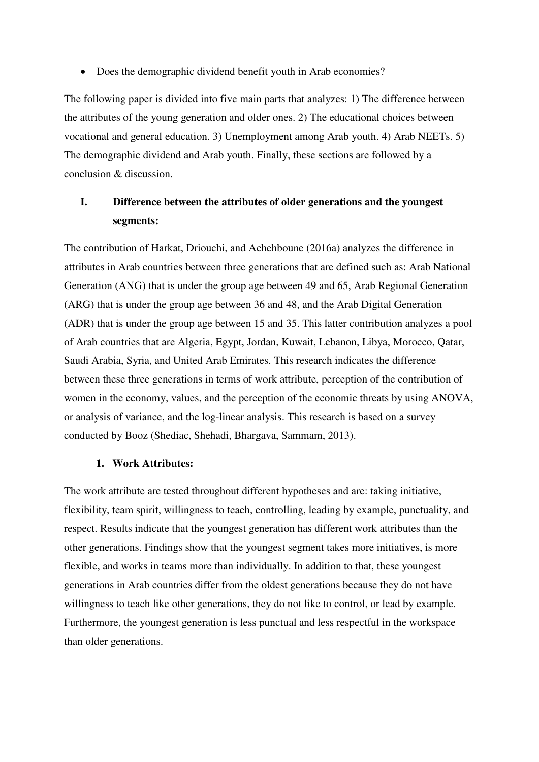- Does the demographic dividend benefit youth in Arab economies?

The following paper is divided into five main parts that analyzes: 1) The difference between the attributes of the young generation and older ones. 2) The educational choices between vocational and general education. 3) Unemployment among Arab youth. 4) Arab NEETs. 5) The demographic dividend and Arab youth. Finally, these sections are followed by a conclusion & discussion.

## I. Difference between the attributes of older generations and the youngest segments:

The contribution of Harkat, Driouchi, and Achehboune (2016a) analyzes the difference in attributes in Arab countries between three generations that are defined such as: Arab National Generation (ANG) that is under the group age between 49 and 65, Arab Regional Generation (ARG) that is under the group age between 36 and 48, and the Arab Digital Generation (ADR) that is under the group age between 15 and 35. This latter contribution analyzes a pool of Arab countries that are Algeria, Egypt, Jordan, Kuwait, Lebanon, Libya, Morocco, Qatar, Saudi Arabia, Syria, and United Arab Emirates. This research indicates the difference between these three generations in terms of work attribute, perception of the contribution of women in the economy, values, and the perception of the economic threats by using ANOVA, or analysis of variance, and the log-linear analysis. This research is based on a survey conducted by Booz (Shediac, Shehadi, Bhargava, Sammam, 2013).

### 1. Work Attributes:

The work attribute are tested throughout different hypotheses and are: taking initiative, flexibility, team spirit, willingness to teach, controlling, leading by example, punctuality, and respect. Results indicate that the youngest generation has different work attributes than the other generations. Findings show that the youngest segment takes more initiatives, is more flexible, and works in teams more than individually. In addition to that, these youngest generations in Arab countries differ from the oldest generations because they do not have willingness to teach like other generations, they do not like to control, or lead by example. Furthermore, the youngest generation is less punctual and less respectful in the workspace than older generations.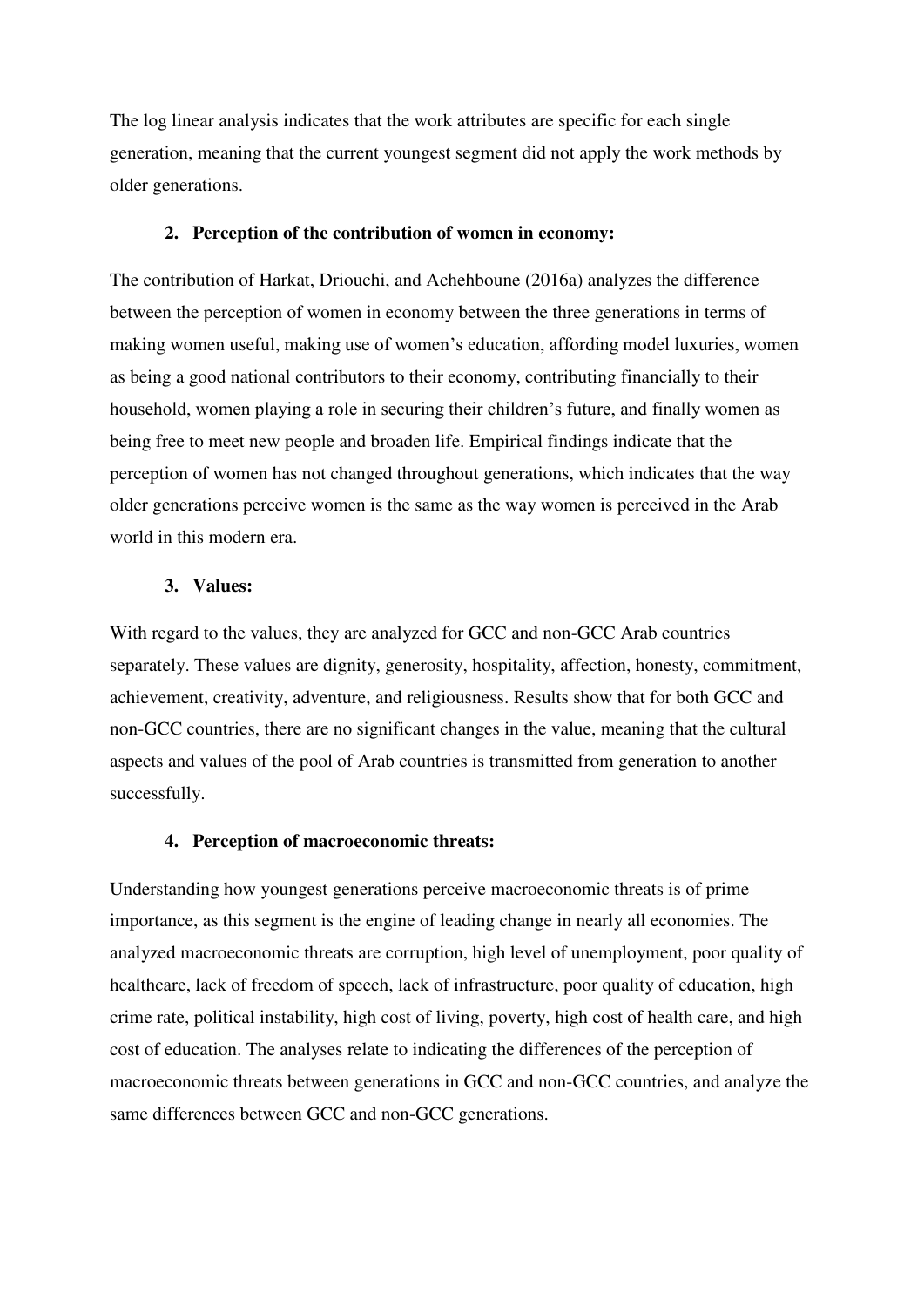The log linear analysis indicates that the work attributes are specific for each single generation, meaning that the current youngest segment did not apply the work methods by older generations.

2. **Perception of the contribution of women in economy:**

The contribution of Harkat, Driouchi, and Achehboune (2016a) analyzes the difference between the perception of women in economy between the three generations in terms of making women useful, making use of women's education, affording model luxuries, women as being a good national contributors to their economy, contributing financially to their household, women playing a role in securing their children's future, and finally women as being free to meet new people and broaden life. Empirical findings indicate that the perception of women has not changed throughout generations, which indicates that the way older generations perceive women is the same as the way women is perceived in the Arab world in this modern era.

3. **Values:**

With regard to the values, they are analyzed for GCC and non-GCC Arab countries separately. These values are dignity, generosity, hospitality, affection, honesty, commitment, achievement, creativity, adventure, and religiousness. Results show that for both GCC and non-GCC countries, there are no significant changes in the value, meaning that the cultural aspects and values of the pool of Arab countries is transmitted from generation to another successfully.

4. **Perception of macroeconomic threats:**

Understanding how youngest generations perceive macroeconomic threats is of prime importance, as this segment is the engine of leading change in nearly all economies. The analyzed macroeconomic threats are corruption, high level of unemployment, poor quality of healthcare, lack of freedom of speech, lack of infrastructure, poor quality of education, high crime rate, political instability, high cost of living, poverty, high cost of health care, and high cost of education. The analyses relate to indicating the differences of the perception of macroeconomic threats between generations in GCC and non-GCC countries, and analyze the same differences between GCC and non-GCC generations.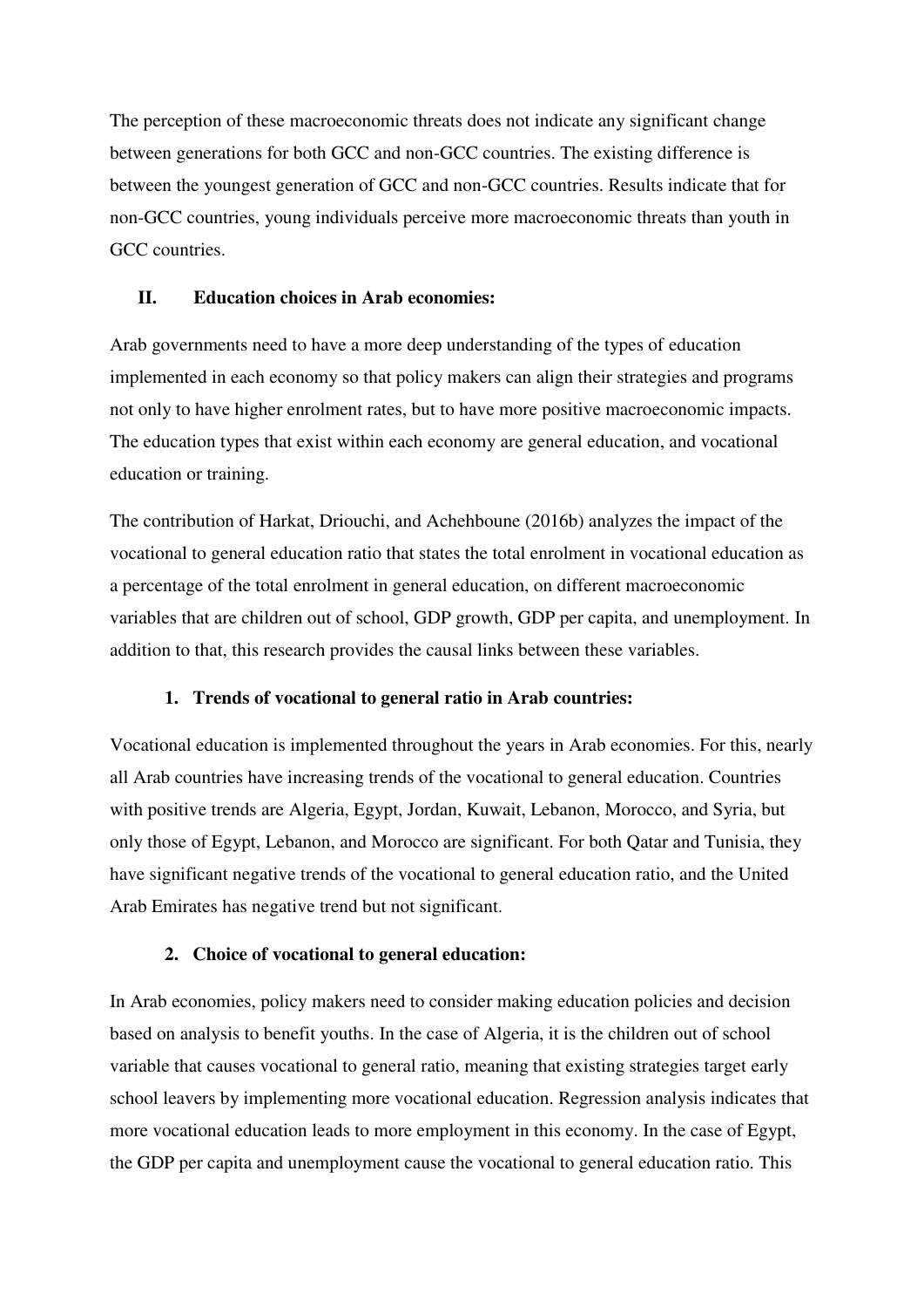The perception of these macroeconomic threats does not indicate any significant change between generations for both GCC and non-GCC countries. The existing difference is between the youngest generation of GCC and non-GCC countries. Results indicate that for non-GCC countries, young individuals perceive more macroeconomic threats than youth in GCC countries.

## II. Education choices in Arab economies:

Arab governments need to have a more deep understanding of the types of education implemented in each economy so that policy makers can align their strategies and programs not only to have higher enrolment rates, but to have more positive macroeconomic impacts. The education types that exist within each economy are general education, and vocational education or training.

The contribution of Harkat, Driouchi, and Achehboune (2016b) analyzes the impact of the vocational to general education ratio that states the total enrolment in vocational education as a percentage of the total enrolment in general education, on different macroeconomic variables that are children out of school, GDP growth, GDP per capita, and unemployment. In addition to that, this research provides the causal links between these variables.

### 1. Trends of vocational to general ratio in Arab countries:

Vocational education is implemented throughout the years in Arab economies. For this, nearly all Arab countries have increasing trends of the vocational to general education. Countries with positive trends are Algeria, Egypt, Jordan, Kuwait, Lebanon, Morocco, and Syria, but only those of Egypt, Lebanon, and Morocco are significant. For both Qatar and Tunisia, they have significant negative trends of the vocational to general education ratio, and the United Arab Emirates has negative trend but not significant.

### 2. Choice of vocational to general education:

In Arab economies, policy makers need to consider making education policies and decision based on analysis to benefit youths. In the case of Algeria, it is the children out of school variable that causes vocational to general ratio, meaning that existing strategies target early school leavers by implementing more vocational education. Regression analysis indicates that more vocational education leads to more employment in this economy. In the case of Egypt, the GDP per capita and unemployment cause the vocational to general education ratio. This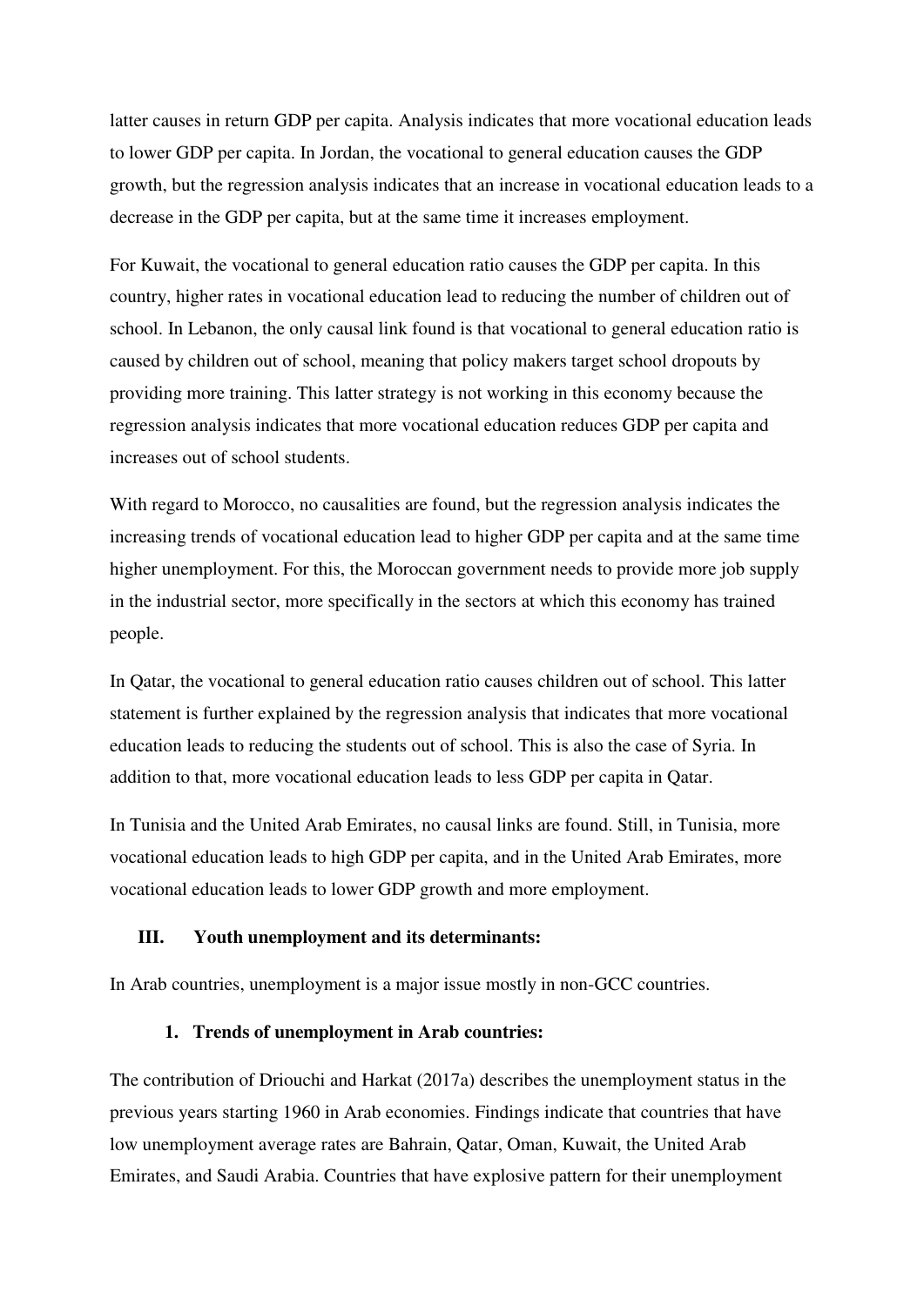latter causes in return GDP per capita. Analysis indicates that more vocational education leads to lower GDP per capita. In Jordan, the vocational to general education causes the GDP growth, but the regression analysis indicates that an increase in vocational education leads to a decrease in the GDP per capita, but at the same time it increases employment.

For Kuwait, the vocational to general education ratio causes the GDP per capita. In this country, higher rates in vocational education lead to reducing the number of children out of school. In Lebanon, the only causal link found is that vocational to general education ratio is caused by children out of school, meaning that policy makers target school dropouts by providing more training. This latter strategy is not working in this economy because the regression analysis indicates that more vocational education reduces GDP per capita and increases out of school students.

With regard to Morocco, no causalities are found, but the regression analysis indicates the increasing trends of vocational education lead to higher GDP per capita and at the same time higher unemployment. For this, the Moroccan government needs to provide more job supply in the industrial sector, more specifically in the sectors at which this economy has trained people.

In Qatar, the vocational to general education ratio causes children out of school. This latter statement is further explained by the regression analysis that indicates that more vocational education leads to reducing the students out of school. This is also the case of Syria. In addition to that, more vocational education leads to less GDP per capita in Qatar.

In Tunisia and the United Arab Emirates, no causal links are found. Still, in Tunisia, more vocational education leads to high GDP per capita, and in the United Arab Emirates, more vocational education leads to lower GDP growth and more employment.

## III. Youth unemployment and its determinants:

In Arab countries, unemployment is a major issue mostly in non-GCC countries.

### 1. Trends of unemployment in Arab countries:

The contribution of Driouchi and Harkat (2017a) describes the unemployment status in the previous years starting 1960 in Arab economies. Findings indicate that countries that have low unemployment average rates are Bahrain, Qatar, Oman, Kuwait, the United Arab Emirates, and Saudi Arabia. Countries that have explosive pattern for their unemployment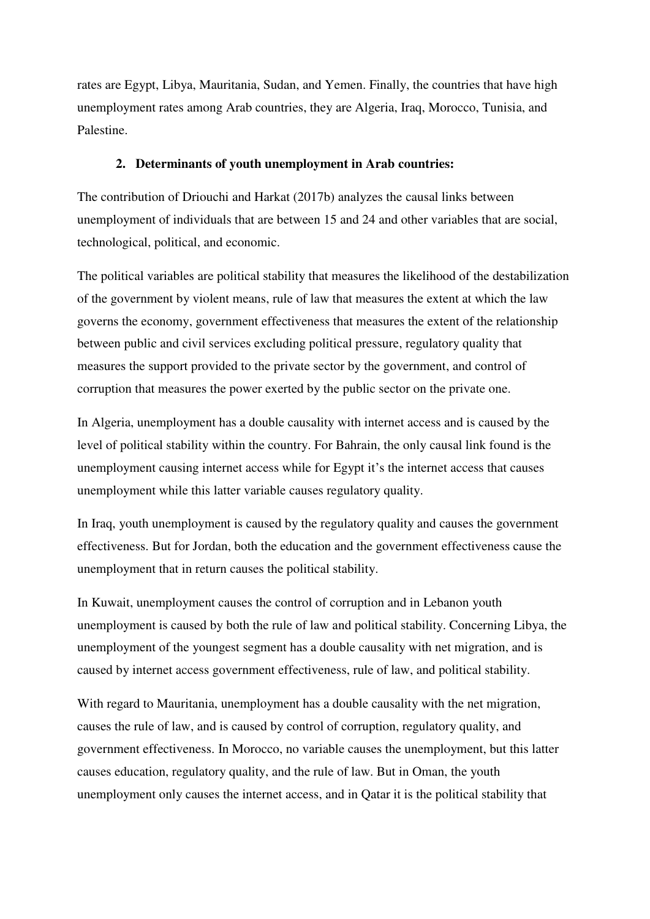rates are Egypt, Libya, Mauritania, Sudan, and Yemen. Finally, the countries that have high unemployment rates among Arab countries, they are Algeria, Iraq, Morocco, Tunisia, and Palestine.

## 2. Determinants of youth unemployment in Arab countries:

The contribution of Driouchi and Harkat (2017b) analyzes the causal links between unemployment of individuals that are between 15 and 24 and other variables that are social, technological, political, and economic.

The political variables are political stability that measures the likelihood of the destabilization of the government by violent means, rule of law that measures the extent at which the law governs the economy, government effectiveness that measures the extent of the relationship between public and civil services excluding political pressure, regulatory quality that measures the support provided to the private sector by the government, and control of corruption that measures the power exerted by the public sector on the private one.

In Algeria, unemployment has a double causality with internet access and is caused by the level of political stability within the country. For Bahrain, the only causal link found is the unemployment causing internet access while for Egypt it's the internet access that causes unemployment while this latter variable causes regulatory quality.

In Iraq, youth unemployment is caused by the regulatory quality and causes the government effectiveness. But for Jordan, both the education and the government effectiveness cause the unemployment that in return causes the political stability.

In Kuwait, unemployment causes the control of corruption and in Lebanon youth unemployment is caused by both the rule of law and political stability. Concerning Libya, the unemployment of the youngest segment has a double causality with net migration, and is caused by internet access government effectiveness, rule of law, and political stability.

With regard to Mauritania, unemployment has a double causality with the net migration, causes the rule of law, and is caused by control of corruption, regulatory quality, and government effectiveness. In Morocco, no variable causes the unemployment, but this latter causes education, regulatory quality, and the rule of law. But in Oman, the youth unemployment only causes the internet access, and in Qatar it is the political stability that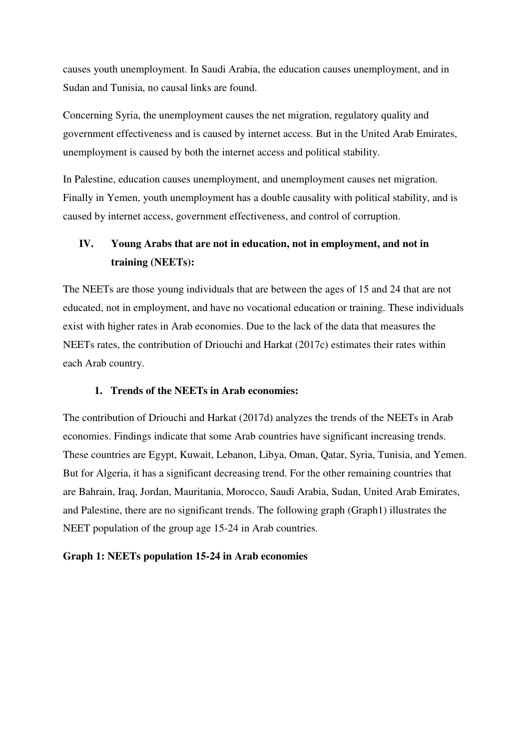causes youth unemployment. In Saudi Arabia, the education causes unemployment, and in Sudan and Tunisia, no causal links are found.

Concerning Syria, the unemployment causes the net migration, regulatory quality and government effectiveness and is caused by internet access. But in the United Arab Emirates, unemployment is caused by both the internet access and political stability.

In Palestine, education causes unemployment, and unemployment causes net migration. Finally in Yemen, youth unemployment has a double causality with political stability, and is caused by internet access, government effectiveness, and control of corruption.

## IV. Young Arabs that are not in education, not in employment, and not in training (NEETs):

The NEETs are those young individuals that are between the ages of 15 and 24 that are not educated, not in employment, and have no vocational education or training. These individuals exist with higher rates in Arab economies. Due to the lack of the data that measures the NEETs rates, the contribution of Driouchi and Harkat (2017c) estimates their rates within each Arab country.

### 1. Trends of the NEETs in Arab economies:

The contribution of Driouchi and Harkat (2017d) analyzes the trends of the NEETs in Arab economies. Findings indicate that some Arab countries have significant increasing trends. These countries are Egypt, Kuwait, Lebanon, Libya, Oman, Qatar, Syria, Tunisia, and Yemen. But for Algeria, it has a significant decreasing trend. For the other remaining countries that are Bahrain, Iraq, Jordan, Mauritania, Morocco, Saudi Arabia, Sudan, United Arab Emirates, and Palestine, there are no significant trends. The following graph (Graph1) illustrates the NEET population of the group age 15-24 in Arab countries.

**Graph 1: NEETs population 15-24 in Arab economies**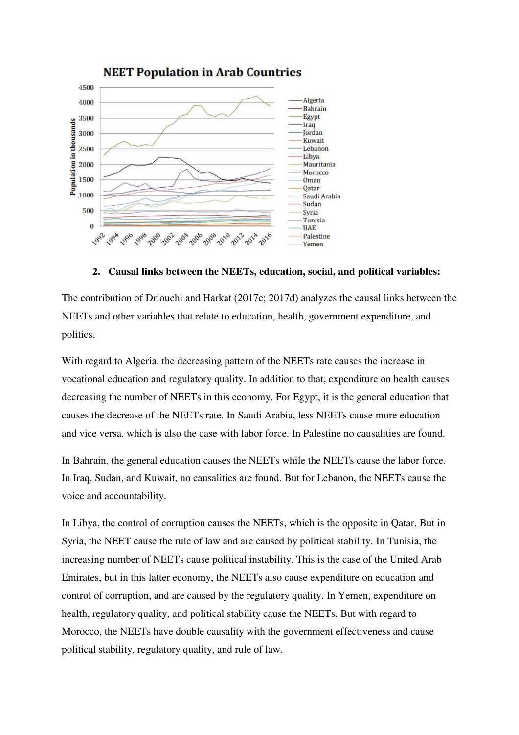NEET Population in Arab Countries

Population in thousands

4500
4000
3500
3000
2500
2000
1500
1000
500
0

1992 1994 1996 1998 2000 2002 2004 2006 2008 2010 2012 2014 2016

Algeria
Bahrain
Egypt
Iraq
Jordan
Kuwait
Lebanon
Libya
Mauritania
Morocco
Oman
Qatar
Saudi Arabia
Sudan
Syria
Tunisia
UAE
Palestine
Yemen

## 2. Causal links between the NEETs, education, social, and political variables:

The contribution of Driouchi and Harkat (2017c; 2017d) analyzes the causal links between the NEETs and other variables that relate to education, health, government expenditure, and politics.

With regard to Algeria, the decreasing pattern of the NEETs rate causes the increase in vocational education and regulatory quality. In addition to that, expenditure on health causes decreasing the number of NEETs in this economy. For Egypt, it is the general education that causes the decrease of the NEETs rate. In Saudi Arabia, less NEETs cause more education and vice versa, which is also the case with labor force. In Palestine no causalities are found.

In Bahrain, the general education causes the NEETs while the NEETs cause the labor force. In Iraq, Sudan, and Kuwait, no causalities are found. But for Lebanon, the NEETs cause the voice and accountability.

In Libya, the control of corruption causes the NEETs, which is the opposite in Qatar. But in Syria, the NEET cause the rule of law and are caused by political stability. In Tunisia, the increasing number of NEETs cause political instability. This is the case of the United Arab Emirates, but in this latter economy, the NEETs also cause expenditure on education and control of corruption, and are caused by the regulatory quality. In Yemen, expenditure on health, regulatory quality, and political stability cause the NEETs. But with regard to Morocco, the NEETs have double causality with the government effectiveness and cause political stability, regulatory quality, and rule of law.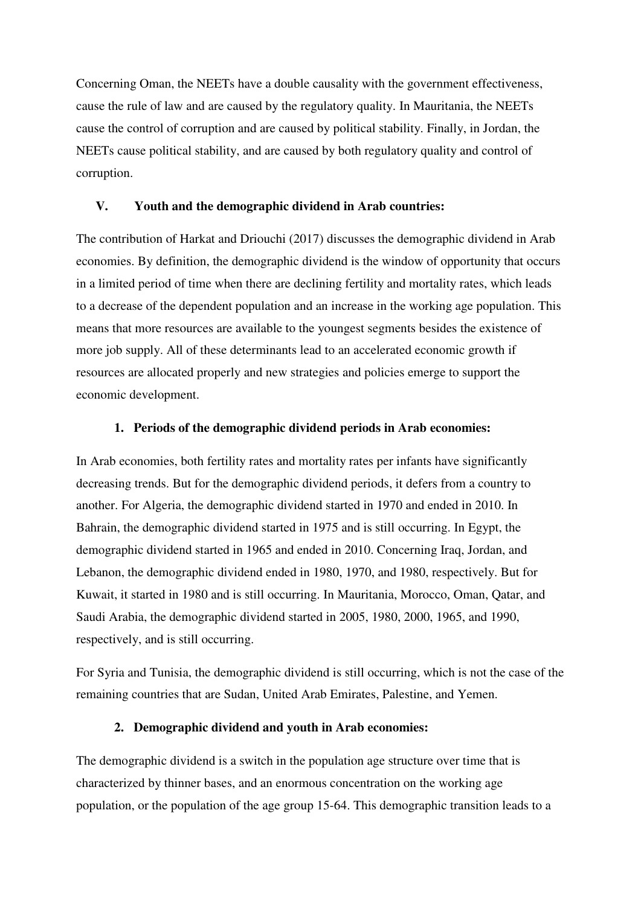Concerning Oman, the NEETs have a double causality with the government effectiveness, cause the rule of law and are caused by the regulatory quality. In Mauritania, the NEETs cause the control of corruption and are caused by political stability. Finally, in Jordan, the NEETs cause political stability, and are caused by both regulatory quality and control of corruption.

## V. Youth and the demographic dividend in Arab countries:

The contribution of Harkat and Driouchi (2017) discusses the demographic dividend in Arab economies. By definition, the demographic dividend is the window of opportunity that occurs in a limited period of time when there are declining fertility and mortality rates, which leads to a decrease of the dependent population and an increase in the working age population. This means that more resources are available to the youngest segments besides the existence of more job supply. All of these determinants lead to an accelerated economic growth if resources are allocated properly and new strategies and policies emerge to support the economic development.

### 1. Periods of the demographic dividend periods in Arab economies:

In Arab economies, both fertility rates and mortality rates per infants have significantly decreasing trends. But for the demographic dividend periods, it defers from a country to another. For Algeria, the demographic dividend started in 1970 and ended in 2010. In Bahrain, the demographic dividend started in 1975 and is still occurring. In Egypt, the demographic dividend started in 1965 and ended in 2010. Concerning Iraq, Jordan, and Lebanon, the demographic dividend ended in 1980, 1970, and 1980, respectively. But for Kuwait, it started in 1980 and is still occurring. In Mauritania, Morocco, Oman, Qatar, and Saudi Arabia, the demographic dividend started in 2005, 1980, 2000, 1965, and 1990, respectively, and is still occurring.

For Syria and Tunisia, the demographic dividend is still occurring, which is not the case of the remaining countries that are Sudan, United Arab Emirates, Palestine, and Yemen.

### 2. Demographic dividend and youth in Arab economies:

The demographic dividend is a switch in the population age structure over time that is characterized by thinner bases, and an enormous concentration on the working age population, or the population of the age group 15-64. This demographic transition leads to a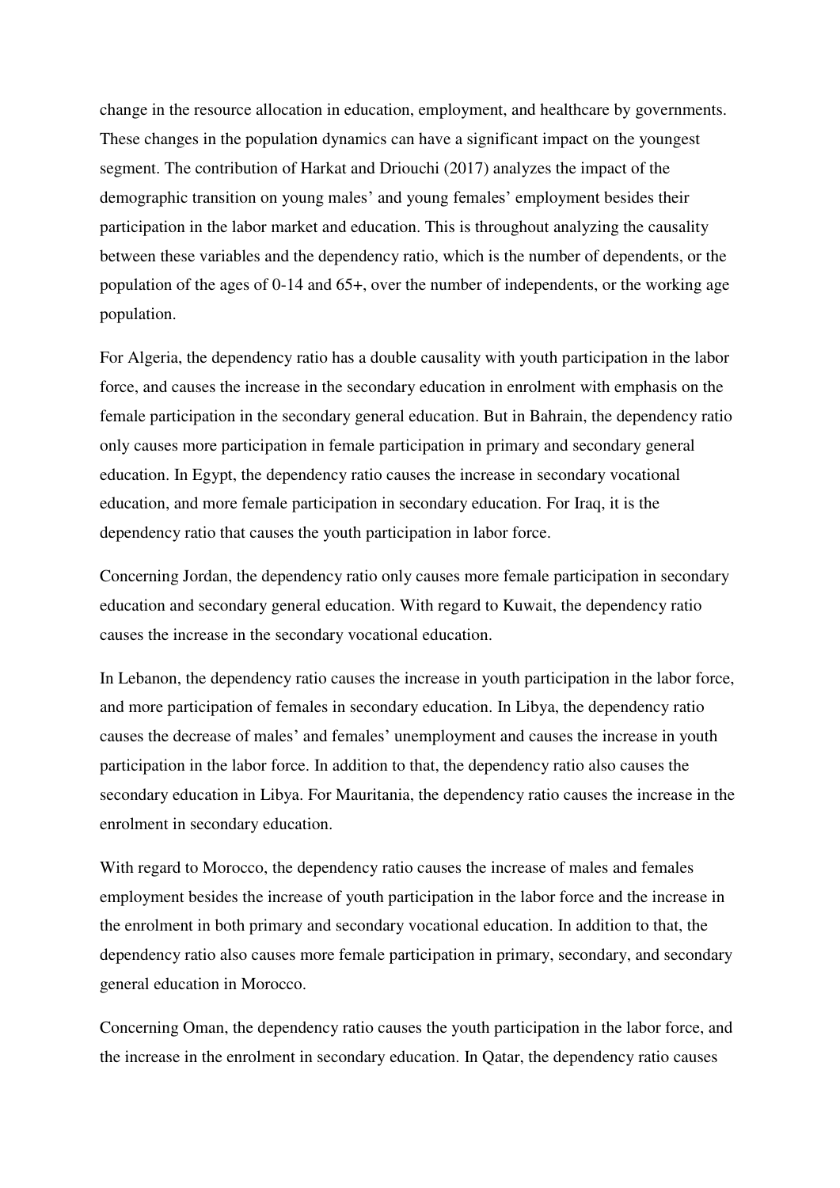change in the resource allocation in education, employment, and healthcare by governments. These changes in the population dynamics can have a significant impact on the youngest segment. The contribution of Harkat and Driouchi (2017) analyzes the impact of the demographic transition on young males' and young females' employment besides their participation in the labor market and education. This is throughout analyzing the causality between these variables and the dependency ratio, which is the number of dependents, or the population of the ages of 0-14 and 65+, over the number of independents, or the working age population.

For Algeria, the dependency ratio has a double causality with youth participation in the labor force, and causes the increase in the secondary education in enrolment with emphasis on the female participation in the secondary general education. But in Bahrain, the dependency ratio only causes more participation in female participation in primary and secondary general education. In Egypt, the dependency ratio causes the increase in secondary vocational education, and more female participation in secondary education. For Iraq, it is the dependency ratio that causes the youth participation in labor force.

Concerning Jordan, the dependency ratio only causes more female participation in secondary education and secondary general education. With regard to Kuwait, the dependency ratio causes the increase in the secondary vocational education.

In Lebanon, the dependency ratio causes the increase in youth participation in the labor force, and more participation of females in secondary education. In Libya, the dependency ratio causes the decrease of males' and females' unemployment and causes the increase in youth participation in the labor force. In addition to that, the dependency ratio also causes the secondary education in Libya. For Mauritania, the dependency ratio causes the increase in the enrolment in secondary education.

With regard to Morocco, the dependency ratio causes the increase of males and females employment besides the increase of youth participation in the labor force and the increase in the enrolment in both primary and secondary vocational education. In addition to that, the dependency ratio also causes more female participation in primary, secondary, and secondary general education in Morocco.

Concerning Oman, the dependency ratio causes the youth participation in the labor force, and the increase in the enrolment in secondary education. In Qatar, the dependency ratio causes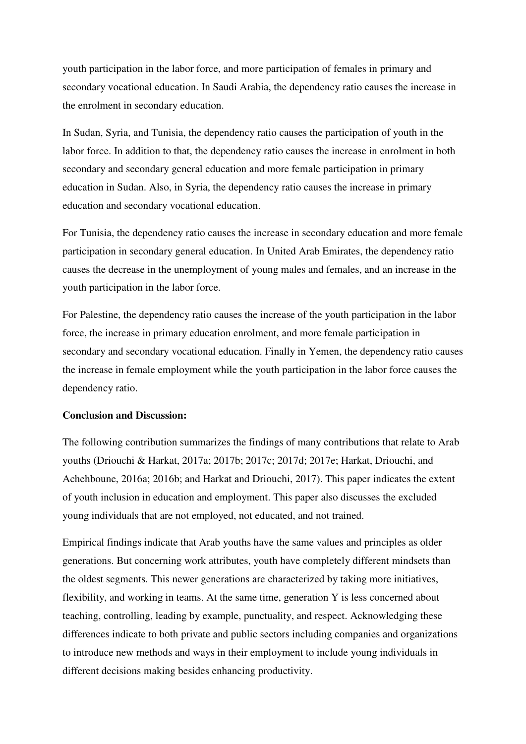youth participation in the labor force, and more participation of females in primary and secondary vocational education. In Saudi Arabia, the dependency ratio causes the increase in the enrolment in secondary education.

In Sudan, Syria, and Tunisia, the dependency ratio causes the participation of youth in the labor force. In addition to that, the dependency ratio causes the increase in enrolment in both secondary and secondary general education and more female participation in primary education in Sudan. Also, in Syria, the dependency ratio causes the increase in primary education and secondary vocational education.

For Tunisia, the dependency ratio causes the increase in secondary education and more female participation in secondary general education. In United Arab Emirates, the dependency ratio causes the decrease in the unemployment of young males and females, and an increase in the youth participation in the labor force.

For Palestine, the dependency ratio causes the increase of the youth participation in the labor force, the increase in primary education enrolment, and more female participation in secondary and secondary vocational education. Finally in Yemen, the dependency ratio causes the increase in female employment while the youth participation in the labor force causes the dependency ratio.

**Conclusion and Discussion:**

The following contribution summarizes the findings of many contributions that relate to Arab youths (Driouchi & Harkat, 2017a; 2017b; 2017c; 2017d; 2017e; Harkat, Driouchi, and Achehboune, 2016a; 2016b; and Harkat and Driouchi, 2017). This paper indicates the extent of youth inclusion in education and employment. This paper also discusses the excluded young individuals that are not employed, not educated, and not trained.

Empirical findings indicate that Arab youths have the same values and principles as older generations. But concerning work attributes, youth have completely different mindsets than the oldest segments. This newer generations are characterized by taking more initiatives, flexibility, and working in teams. At the same time, generation Y is less concerned about teaching, controlling, leading by example, punctuality, and respect. Acknowledging these differences indicate to both private and public sectors including companies and organizations to introduce new methods and ways in their employment to include young individuals in different decisions making besides enhancing productivity.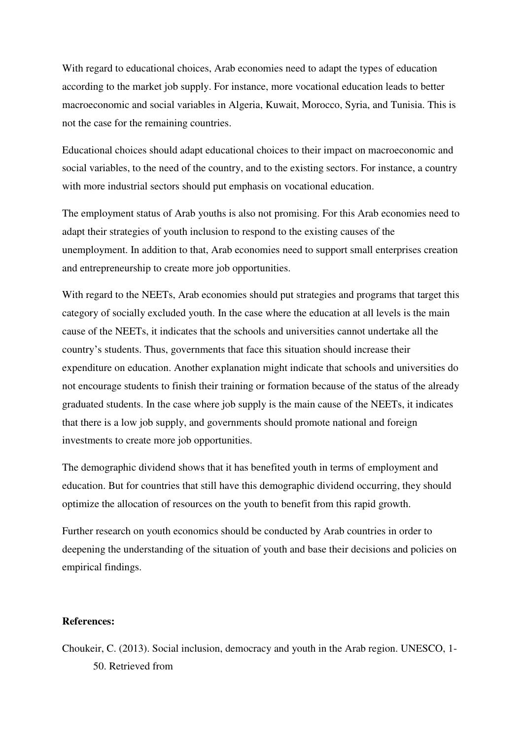With regard to educational choices, Arab economies need to adapt the types of education according to the market job supply. For instance, more vocational education leads to better macroeconomic and social variables in Algeria, Kuwait, Morocco, Syria, and Tunisia. This is not the case for the remaining countries.

Educational choices should adapt educational choices to their impact on macroeconomic and social variables, to the need of the country, and to the existing sectors. For instance, a country with more industrial sectors should put emphasis on vocational education.

The employment status of Arab youths is also not promising. For this Arab economies need to adapt their strategies of youth inclusion to respond to the existing causes of the unemployment. In addition to that, Arab economies need to support small enterprises creation and entrepreneurship to create more job opportunities.

With regard to the NEETs, Arab economies should put strategies and programs that target this category of socially excluded youth. In the case where the education at all levels is the main cause of the NEETs, it indicates that the schools and universities cannot undertake all the country's students. Thus, governments that face this situation should increase their expenditure on education. Another explanation might indicate that schools and universities do not encourage students to finish their training or formation because of the status of the already graduated students. In the case where job supply is the main cause of the NEETs, it indicates that there is a low job supply, and governments should promote national and foreign investments to create more job opportunities.

The demographic dividend shows that it has benefited youth in terms of employment and education. But for countries that still have this demographic dividend occurring, they should optimize the allocation of resources on the youth to benefit from this rapid growth.

Further research on youth economics should be conducted by Arab countries in order to deepening the understanding of the situation of youth and base their decisions and policies on empirical findings.

**References:**

Choukeir, C. (2013). Social inclusion, democracy and youth in the Arab region. UNESCO, 1-50. Retrieved from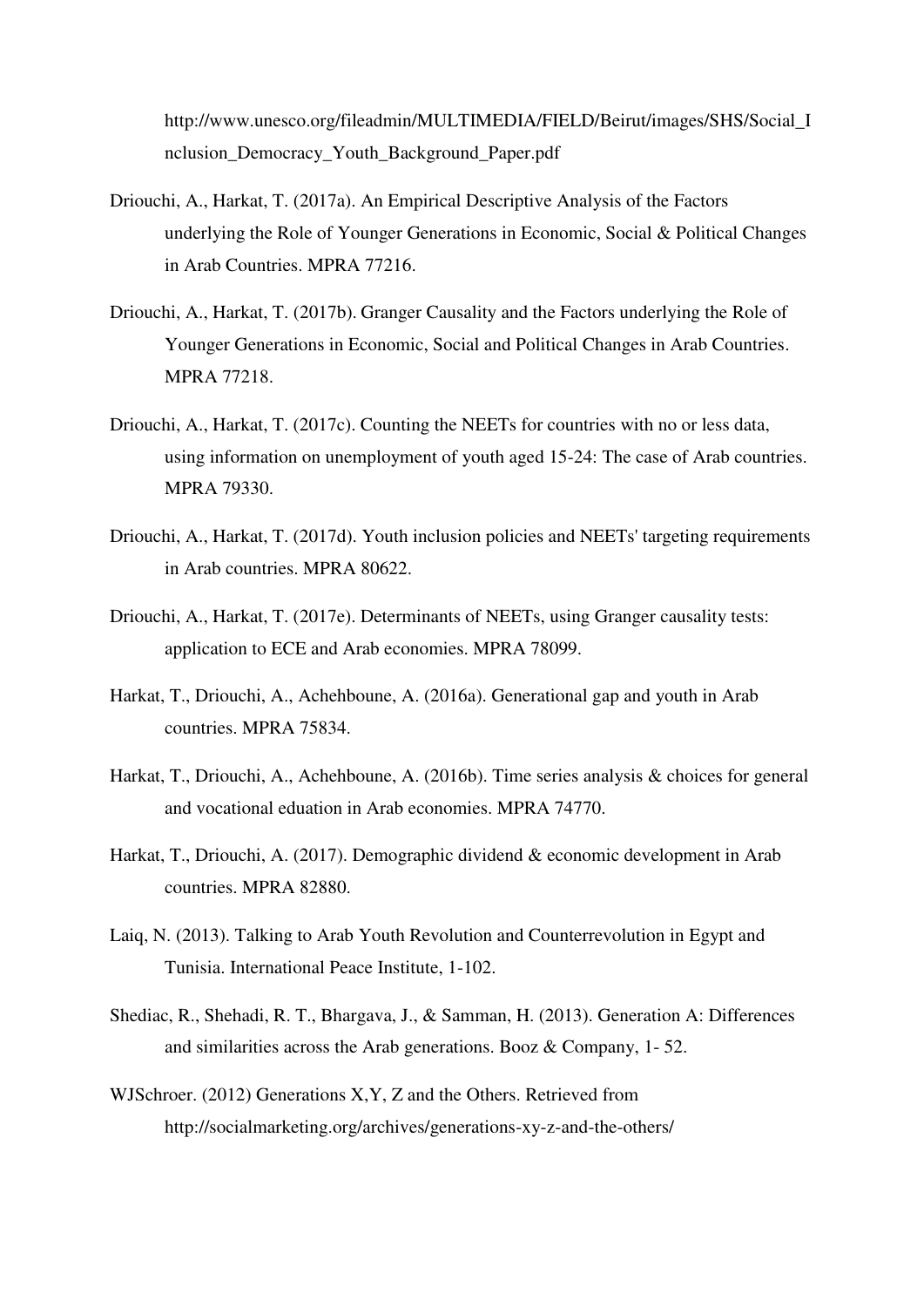http://www.unesco.org/fileadmin/MULTIMEDIA/FIELD/Beirut/images/SHS/Social_Inclusion_Democracy_Youth_Background_Paper.pdf

Driouchi, A., Harkat, T. (2017a). An Empirical Descriptive Analysis of the Factors underlying the Role of Younger Generations in Economic, Social & Political Changes in Arab Countries. MPRA 77216.

Driouchi, A., Harkat, T. (2017b). Granger Causality and the Factors underlying the Role of Younger Generations in Economic, Social and Political Changes in Arab Countries. MPRA 77218.

Driouchi, A., Harkat, T. (2017c). Counting the NEETs for countries with no or less data, using information on unemployment of youth aged 15-24: The case of Arab countries. MPRA 79330.

Driouchi, A., Harkat, T. (2017d). Youth inclusion policies and NEETs' targeting requirements in Arab countries. MPRA 80622.

Driouchi, A., Harkat, T. (2017e). Determinants of NEETs, using Granger causality tests: application to ECE and Arab economies. MPRA 78099.

Harkat, T., Driouchi, A., Achehboune, A. (2016a). Generational gap and youth in Arab countries. MPRA 75834.

Harkat, T., Driouchi, A., Achehboune, A. (2016b). Time series analysis & choices for general and vocational eduation in Arab economies. MPRA 74770.

Harkat, T., Driouchi, A. (2017). Demographic dividend & economic development in Arab countries. MPRA 82880.

Laiq, N. (2013). Talking to Arab Youth Revolution and Counterrevolution in Egypt and Tunisia. International Peace Institute, 1-102.

Shediac, R., Shehadi, R. T., Bhargava, J., & Samman, H. (2013). Generation A: Differences and similarities across the Arab generations. Booz & Company, 1- 52.

WJSchroer. (2012) Generations X,Y, Z and the Others. Retrieved from http://socialmarketing.org/archives/generations-xy-z-and-the-others/